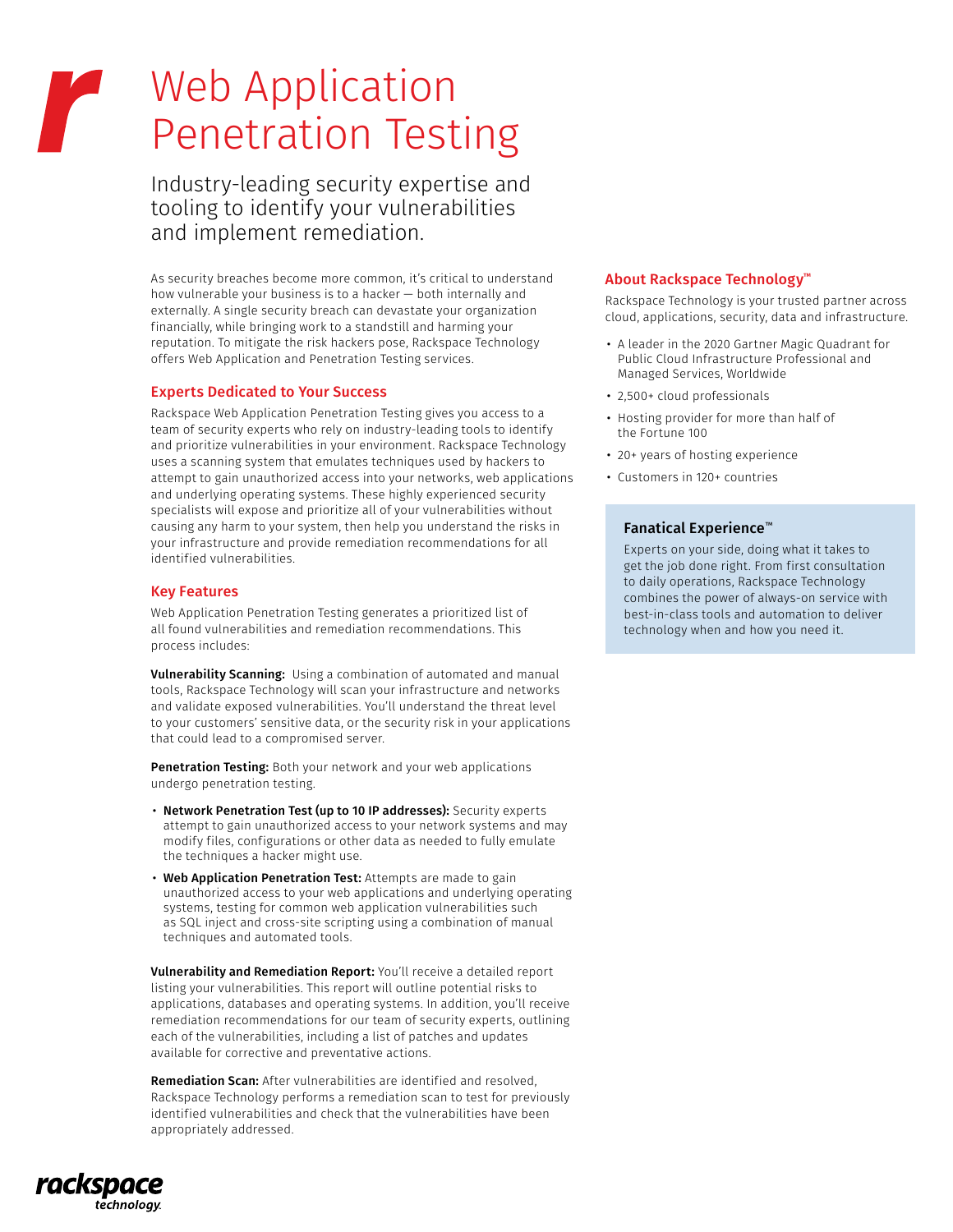# Web Application Penetration Testing

Industry-leading security expertise and tooling to identify your vulnerabilities and implement remediation.

As security breaches become more common, it's critical to understand how vulnerable your business is to a hacker — both internally and externally. A single security breach can devastate your organization financially, while bringing work to a standstill and harming your reputation. To mitigate the risk hackers pose, Rackspace Technology offers Web Application and Penetration Testing services.

## Experts Dedicated to Your Success

Rackspace Web Application Penetration Testing gives you access to a team of security experts who rely on industry-leading tools to identify and prioritize vulnerabilities in your environment. Rackspace Technology uses a scanning system that emulates techniques used by hackers to attempt to gain unauthorized access into your networks, web applications and underlying operating systems. These highly experienced security specialists will expose and prioritize all of your vulnerabilities without causing any harm to your system, then help you understand the risks in your infrastructure and provide remediation recommendations for all identified vulnerabilities.

## Key Features

Web Application Penetration Testing generates a prioritized list of all found vulnerabilities and remediation recommendations. This process includes:

**Vulnerability Scanning:** Using a combination of automated and manual tools, Rackspace Technology will scan your infrastructure and networks and validate exposed vulnerabilities. You'll understand the threat level to your customers' sensitive data, or the security risk in your applications that could lead to a compromised server.

**Penetration Testing:** Both your network and your web applications undergo penetration testing.

- **Network Penetration Test (up to 10 IP addresses):** Security experts attempt to gain unauthorized access to your network systems and may modify files, configurations or other data as needed to fully emulate the techniques a hacker might use.
- **Web Application Penetration Test:** Attempts are made to gain unauthorized access to your web applications and underlying operating systems, testing for common web application vulnerabilities such as SQL inject and cross-site scripting using a combination of manual techniques and automated tools.

**Vulnerability and Remediation Report:** You'll receive a detailed report listing your vulnerabilities. This report will outline potential risks to applications, databases and operating systems. In addition, you'll receive remediation recommendations for our team of security experts, outlining each of the vulnerabilities, including a list of patches and updates available for corrective and preventative actions.

**Remediation Scan:** After vulnerabilities are identified and resolved, Rackspace Technology performs a remediation scan to test for previously identified vulnerabilities and check that the vulnerabilities have been appropriately addressed.

## About Rackspace Technology™

Rackspace Technology is your trusted partner across cloud, applications, security, data and infrastructure.

- A leader in the 2020 Gartner Magic Quadrant for Public Cloud Infrastructure Professional and Managed Services, Worldwide
- 2,500+ cloud professionals
- Hosting provider for more than half of the Fortune 100
- 20+ years of hosting experience
- Customers in 120+ countries

### Fanatical Experience™

Experts on your side, doing what it takes to get the job done right. From first consultation to daily operations, Rackspace Technology combines the power of always-on service with best-in-class tools and automation to deliver technology when and how you need it.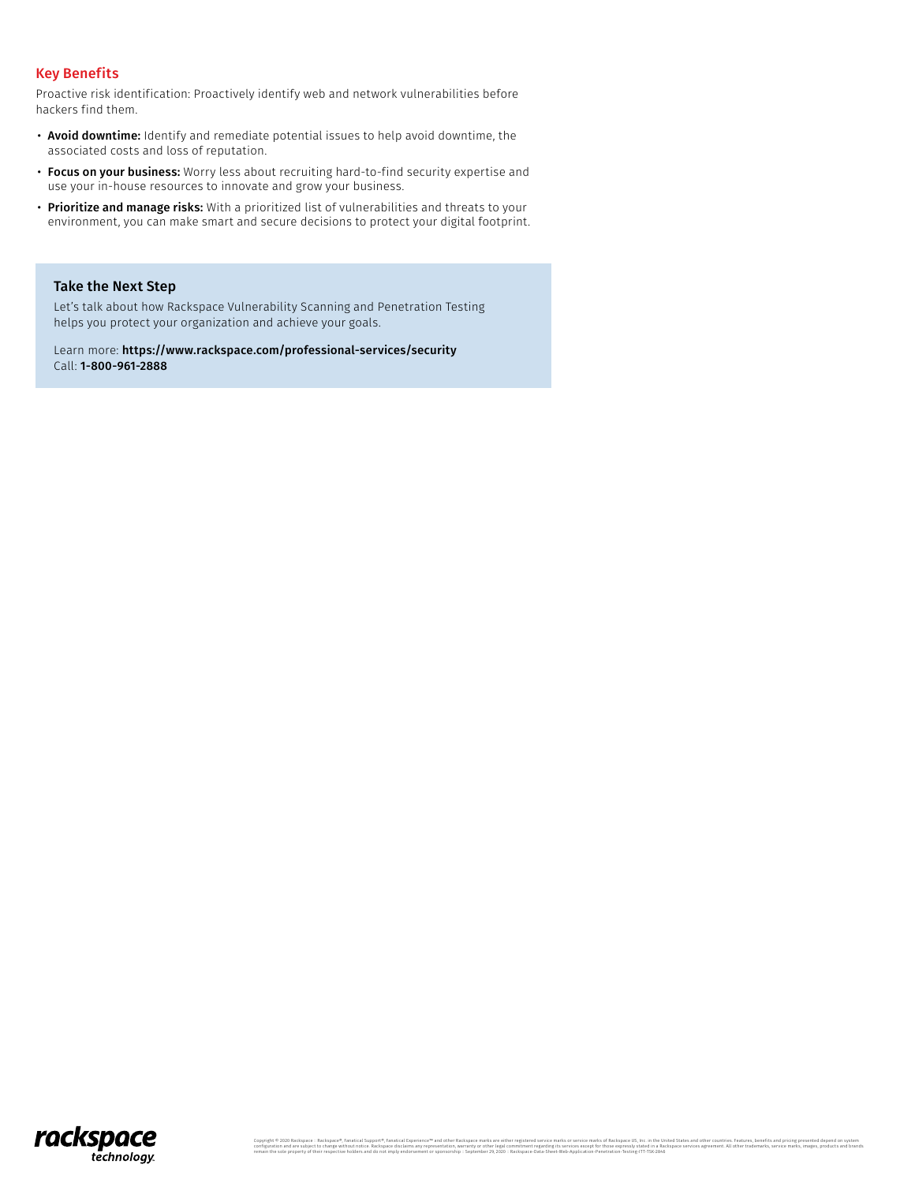## Key Benefits

Proactive risk identification: Proactively identify web and network vulnerabilities before hackers find them.

- **Avoid downtime:** Identify and remediate potential issues to help avoid downtime, the associated costs and loss of reputation.
- **Focus on your business:** Worry less about recruiting hard-to-find security expertise and use your in-house resources to innovate and grow your business.
- **Prioritize and manage risks:** With a prioritized list of vulnerabilities and threats to your environment, you can make smart and secure decisions to protect your digital footprint.

### Take the Next Step

Let's talk about how Rackspace Vulnerability Scanning and Penetration Testing helps you protect your organization and achieve your goals.

Learn more: **https://www.rackspace.com/professional-services/security**
Call: **1-800-961-2888**

rackspace technology.

Copyright © 2020 Rackspace :: Rackspace®, Fanatical Support®, Fanatical Experience™ and other Rackspace marks are either registered service marks or service marks of Rackspace US, Inc. in the United States and other countries. Features, benefits and pricing presented depend on system configuration and are subject to change without notice. Rackspace disclaims any representation, warranty or other legal commitment regarding its services except for those expressly stated in a Rackspace services agreement. All other trademarks, service marks, images, products and brands remain the sole property of their respective holders and do not imply endorsement or sponsorship. :: September 29, 2020 :: Rackspace-Data-Sheet-Web-Application-Penetration-Testing-ITT-TSK-2848